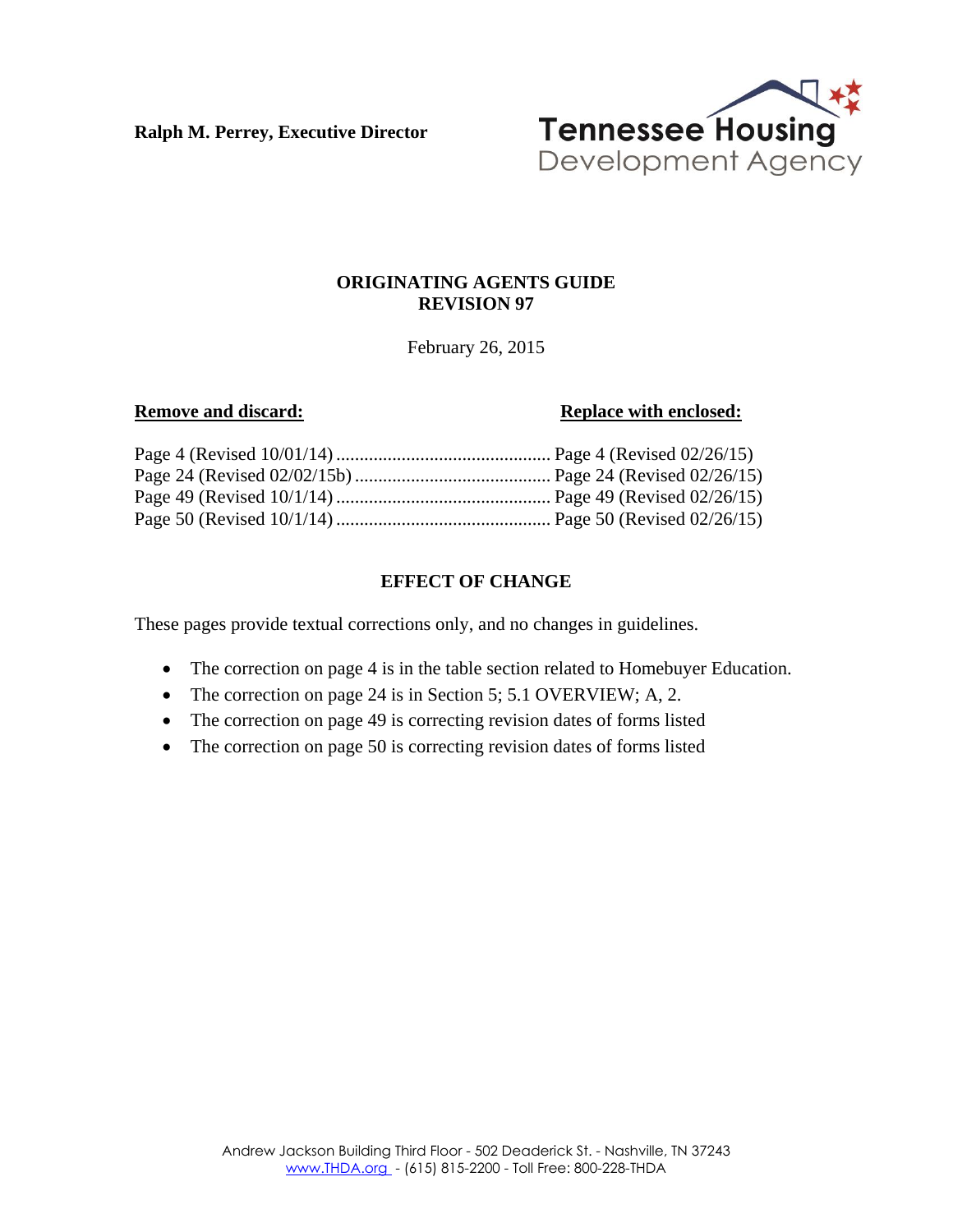**Ralph M. Perrey, Executive Director**

Tennessee Housing Development Agency

**ORIGINATING AGENTS GUIDE**
**REVISION 97**

February 26, 2015

| **Remove and discard:** | **Replace with enclosed:** |
|---|---|
| Page 4 (Revised 10/01/14) | Page 4 (Revised 02/26/15) |
| Page 24 (Revised 02/02/15b) | Page 24 (Revised 02/26/15) |
| Page 49 (Revised 10/1/14) | Page 49 (Revised 02/26/15) |
| Page 50 (Revised 10/1/14) | Page 50 (Revised 02/26/15) |

**EFFECT OF CHANGE**

These pages provide textual corrections only, and no changes in guidelines.

- The correction on page 4 is in the table section related to Homebuyer Education.
- The correction on page 24 is in Section 5; 5.1 OVERVIEW; A, 2.
- The correction on page 49 is correcting revision dates of forms listed
- The correction on page 50 is correcting revision dates of forms listed

Andrew Jackson Building Third Floor - 502 Deaderick St. - Nashville, TN 37243
www.THDA.org - (615) 815-2200 - Toll Free: 800-228-THDA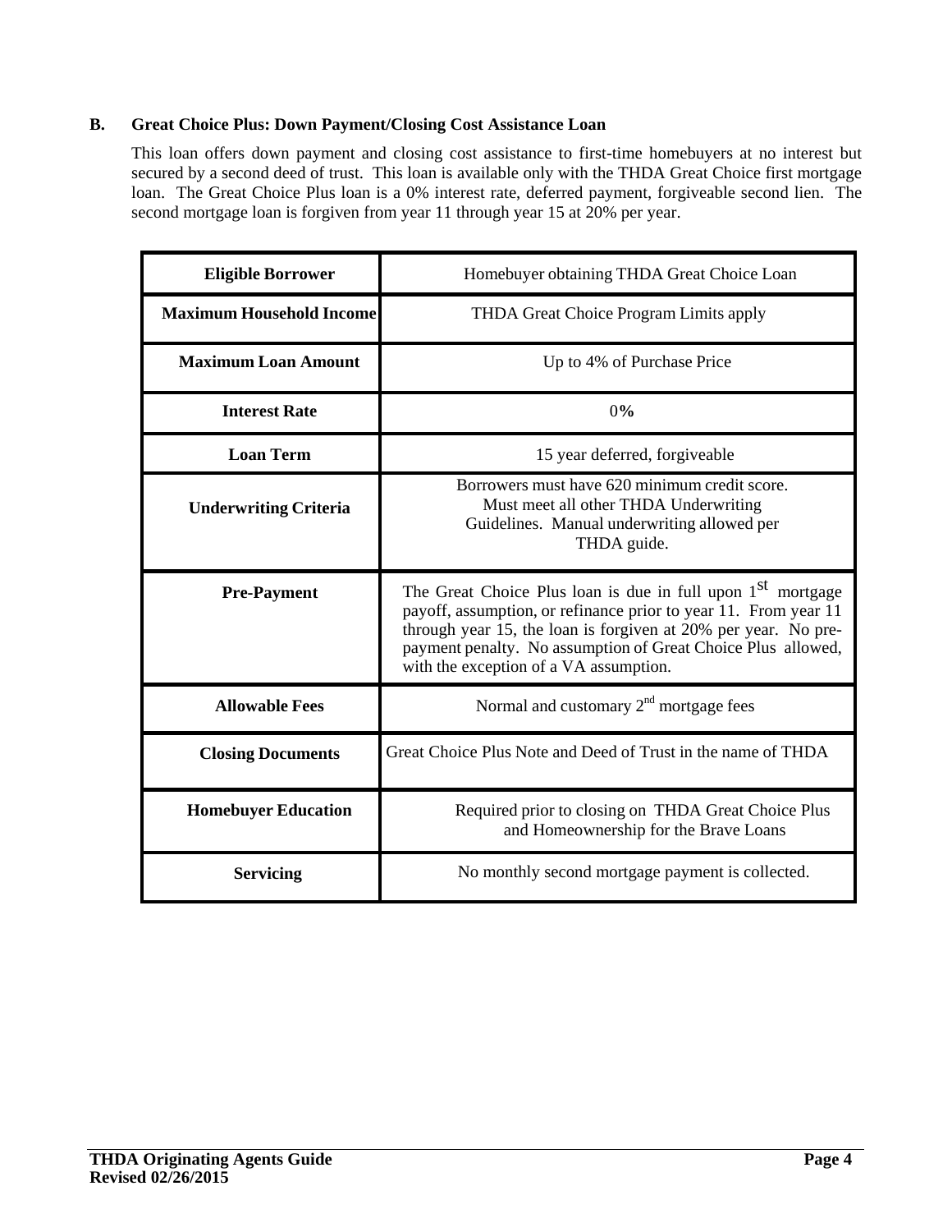### B. Great Choice Plus: Down Payment/Closing Cost Assistance Loan

This loan offers down payment and closing cost assistance to first-time homebuyers at no interest but secured by a second deed of trust. This loan is available only with the THDA Great Choice first mortgage loan. The Great Choice Plus loan is a 0% interest rate, deferred payment, forgiveable second lien. The second mortgage loan is forgiven from year 11 through year 15 at 20% per year.

| | |
|---|---|
| **Eligible Borrower** | Homebuyer obtaining THDA Great Choice Loan |
| **Maximum Household Income** | THDA Great Choice Program Limits apply |
| **Maximum Loan Amount** | Up to 4% of Purchase Price |
| **Interest Rate** | 0% |
| **Loan Term** | 15 year deferred, forgiveable |
| **Underwriting Criteria** | Borrowers must have 620 minimum credit score. Must meet all other THDA Underwriting Guidelines. Manual underwriting allowed per THDA guide. |
| **Pre-Payment** | The Great Choice Plus loan is due in full upon 1st mortgage payoff, assumption, or refinance prior to year 11. From year 11 through year 15, the loan is forgiven at 20% per year. No pre-payment penalty. No assumption of Great Choice Plus allowed, with the exception of a VA assumption. |
| **Allowable Fees** | Normal and customary 2nd mortgage fees |
| **Closing Documents** | Great Choice Plus Note and Deed of Trust in the name of THDA |
| **Homebuyer Education** | Required prior to closing on THDA Great Choice Plus and Homeownership for the Brave Loans |
| **Servicing** | No monthly second mortgage payment is collected. |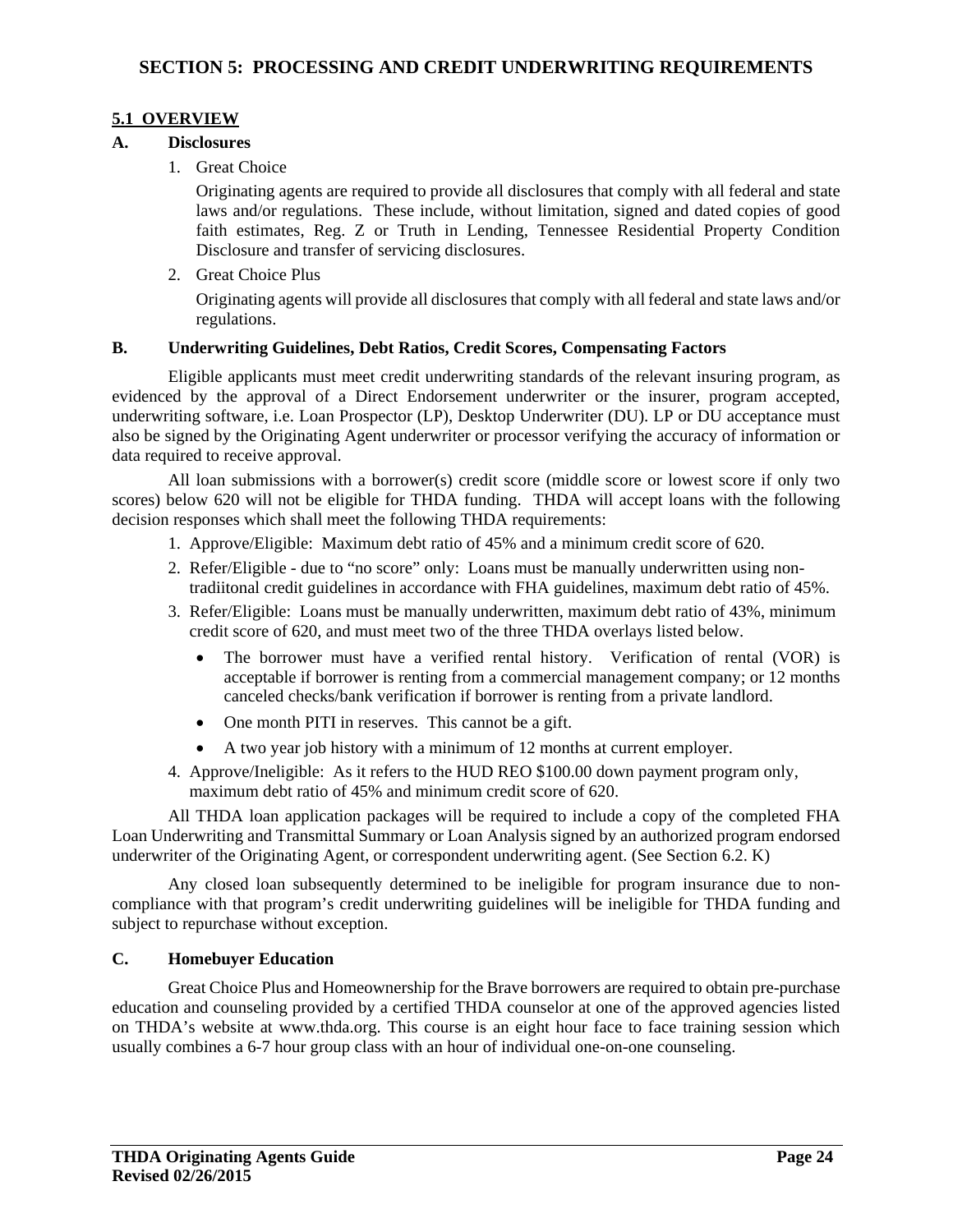# SECTION 5: PROCESSING AND CREDIT UNDERWRITING REQUIREMENTS

## 5.1 OVERVIEW

### A. Disclosures

1. Great Choice

   Originating agents are required to provide all disclosures that comply with all federal and state laws and/or regulations. These include, without limitation, signed and dated copies of good faith estimates, Reg. Z or Truth in Lending, Tennessee Residential Property Condition Disclosure and transfer of servicing disclosures.

2. Great Choice Plus

   Originating agents will provide all disclosures that comply with all federal and state laws and/or regulations.

### B. Underwriting Guidelines, Debt Ratios, Credit Scores, Compensating Factors

Eligible applicants must meet credit underwriting standards of the relevant insuring program, as evidenced by the approval of a Direct Endorsement underwriter or the insurer, program accepted, underwriting software, i.e. Loan Prospector (LP), Desktop Underwriter (DU). LP or DU acceptance must also be signed by the Originating Agent underwriter or processor verifying the accuracy of information or data required to receive approval.

All loan submissions with a borrower(s) credit score (middle score or lowest score if only two scores) below 620 will not be eligible for THDA funding. THDA will accept loans with the following decision responses which shall meet the following THDA requirements:

1. Approve/Eligible: Maximum debt ratio of 45% and a minimum credit score of 620.
2. Refer/Eligible - due to "no score" only: Loans must be manually underwritten using non-tradiitonal credit guidelines in accordance with FHA guidelines, maximum debt ratio of 45%.
3. Refer/Eligible: Loans must be manually underwritten, maximum debt ratio of 43%, minimum credit score of 620, and must meet two of the three THDA overlays listed below.
   - The borrower must have a verified rental history. Verification of rental (VOR) is acceptable if borrower is renting from a commercial management company; or 12 months canceled checks/bank verification if borrower is renting from a private landlord.
   - One month PITI in reserves. This cannot be a gift.
   - A two year job history with a minimum of 12 months at current employer.
4. Approve/Ineligible: As it refers to the HUD REO $100.00 down payment program only, maximum debt ratio of 45% and minimum credit score of 620.

All THDA loan application packages will be required to include a copy of the completed FHA Loan Underwriting and Transmittal Summary or Loan Analysis signed by an authorized program endorsed underwriter of the Originating Agent, or correspondent underwriting agent. (See Section 6.2. K)

Any closed loan subsequently determined to be ineligible for program insurance due to non-compliance with that program's credit underwriting guidelines will be ineligible for THDA funding and subject to repurchase without exception.

### C. Homebuyer Education

Great Choice Plus and Homeownership for the Brave borrowers are required to obtain pre-purchase education and counseling provided by a certified THDA counselor at one of the approved agencies listed on THDA's website at www.thda.org. This course is an eight hour face to face training session which usually combines a 6-7 hour group class with an hour of individual one-on-one counseling.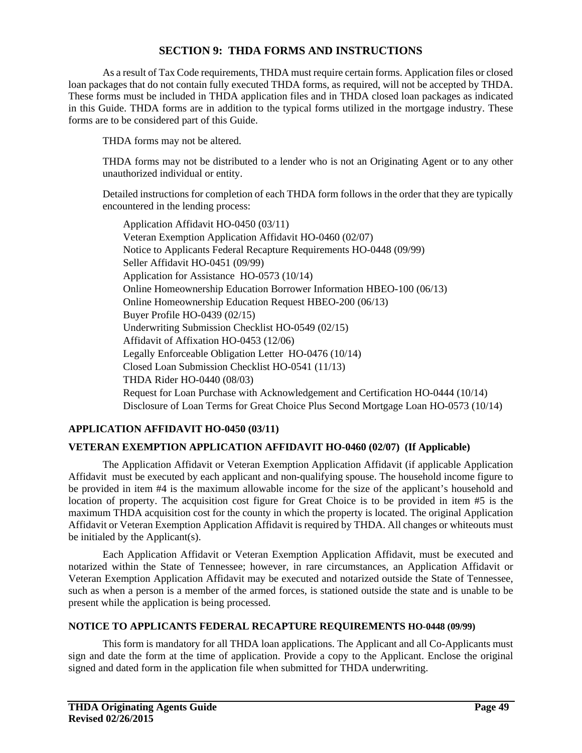## SECTION 9: THDA FORMS AND INSTRUCTIONS

As a result of Tax Code requirements, THDA must require certain forms. Application files or closed loan packages that do not contain fully executed THDA forms, as required, will not be accepted by THDA. These forms must be included in THDA application files and in THDA closed loan packages as indicated in this Guide. THDA forms are in addition to the typical forms utilized in the mortgage industry. These forms are to be considered part of this Guide.

THDA forms may not be altered.

THDA forms may not be distributed to a lender who is not an Originating Agent or to any other unauthorized individual or entity.

Detailed instructions for completion of each THDA form follows in the order that they are typically encountered in the lending process:

- Application Affidavit HO-0450 (03/11)
- Veteran Exemption Application Affidavit HO-0460 (02/07)
- Notice to Applicants Federal Recapture Requirements HO-0448 (09/99)
- Seller Affidavit HO-0451 (09/99)
- Application for Assistance HO-0573 (10/14)
- Online Homeownership Education Borrower Information HBEO-100 (06/13)
- Online Homeownership Education Request HBEO-200 (06/13)
- Buyer Profile HO-0439 (02/15)
- Underwriting Submission Checklist HO-0549 (02/15)
- Affidavit of Affixation HO-0453 (12/06)
- Legally Enforceable Obligation Letter HO-0476 (10/14)
- Closed Loan Submission Checklist HO-0541 (11/13)
- THDA Rider HO-0440 (08/03)
- Request for Loan Purchase with Acknowledgement and Certification HO-0444 (10/14)
- Disclosure of Loan Terms for Great Choice Plus Second Mortgage Loan HO-0573 (10/14)

### APPLICATION AFFIDAVIT HO-0450 (03/11)

### VETERAN EXEMPTION APPLICATION AFFIDAVIT HO-0460 (02/07) (If Applicable)

The Application Affidavit or Veteran Exemption Application Affidavit (if applicable Application Affidavit must be executed by each applicant and non-qualifying spouse. The household income figure to be provided in item #4 is the maximum allowable income for the size of the applicant's household and location of property. The acquisition cost figure for Great Choice is to be provided in item #5 is the maximum THDA acquisition cost for the county in which the property is located. The original Application Affidavit or Veteran Exemption Application Affidavit is required by THDA. All changes or whiteouts must be initialed by the Applicant(s).

Each Application Affidavit or Veteran Exemption Application Affidavit, must be executed and notarized within the State of Tennessee; however, in rare circumstances, an Application Affidavit or Veteran Exemption Application Affidavit may be executed and notarized outside the State of Tennessee, such as when a person is a member of the armed forces, is stationed outside the state and is unable to be present while the application is being processed.

### NOTICE TO APPLICANTS FEDERAL RECAPTURE REQUIREMENTS HO-0448 (09/99)

This form is mandatory for all THDA loan applications. The Applicant and all Co-Applicants must sign and date the form at the time of application. Provide a copy to the Applicant. Enclose the original signed and dated form in the application file when submitted for THDA underwriting.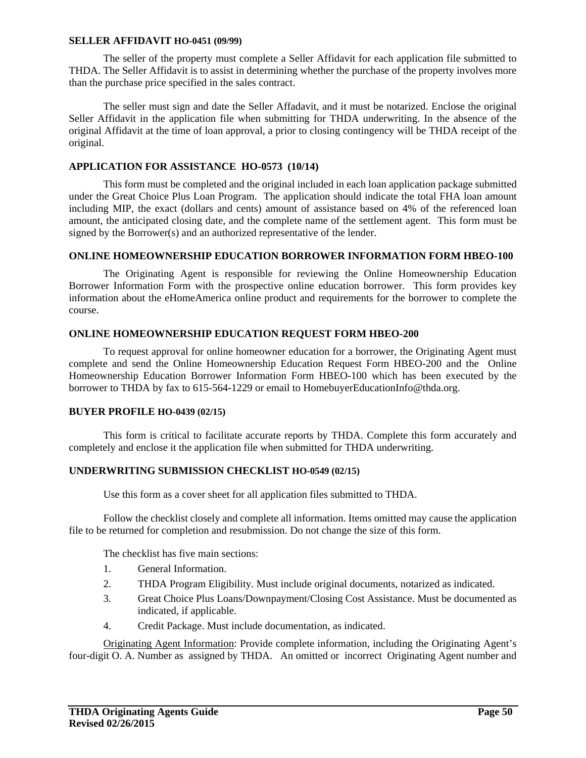**SELLER AFFIDAVIT HO-0451 (09/99)**

The seller of the property must complete a Seller Affidavit for each application file submitted to THDA. The Seller Affidavit is to assist in determining whether the purchase of the property involves more than the purchase price specified in the sales contract.

The seller must sign and date the Seller Affadavit, and it must be notarized. Enclose the original Seller Affidavit in the application file when submitting for THDA underwriting. In the absence of the original Affidavit at the time of loan approval, a prior to closing contingency will be THDA receipt of the original.

**APPLICATION FOR ASSISTANCE HO-0573 (10/14)**

This form must be completed and the original included in each loan application package submitted under the Great Choice Plus Loan Program. The application should indicate the total FHA loan amount including MIP, the exact (dollars and cents) amount of assistance based on 4% of the referenced loan amount, the anticipated closing date, and the complete name of the settlement agent. This form must be signed by the Borrower(s) and an authorized representative of the lender.

**ONLINE HOMEOWNERSHIP EDUCATION BORROWER INFORMATION FORM HBEO-100**

The Originating Agent is responsible for reviewing the Online Homeownership Education Borrower Information Form with the prospective online education borrower. This form provides key information about the eHomeAmerica online product and requirements for the borrower to complete the course.

**ONLINE HOMEOWNERSHIP EDUCATION REQUEST FORM HBEO-200**

To request approval for online homeowner education for a borrower, the Originating Agent must complete and send the Online Homeownership Education Request Form HBEO-200 and the Online Homeownership Education Borrower Information Form HBEO-100 which has been executed by the borrower to THDA by fax to 615-564-1229 or email to HomebuyerEducationInfo@thda.org.

**BUYER PROFILE HO-0439 (02/15)**

This form is critical to facilitate accurate reports by THDA. Complete this form accurately and completely and enclose it the application file when submitted for THDA underwriting.

**UNDERWRITING SUBMISSION CHECKLIST HO-0549 (02/15)**

Use this form as a cover sheet for all application files submitted to THDA.

Follow the checklist closely and complete all information. Items omitted may cause the application file to be returned for completion and resubmission. Do not change the size of this form.

The checklist has five main sections:

1. General Information.
2. THDA Program Eligibility. Must include original documents, notarized as indicated.
3. Great Choice Plus Loans/Downpayment/Closing Cost Assistance. Must be documented as indicated, if applicable.
4. Credit Package. Must include documentation, as indicated.

Originating Agent Information: Provide complete information, including the Originating Agent's four-digit O. A. Number as assigned by THDA. An omitted or incorrect Originating Agent number and